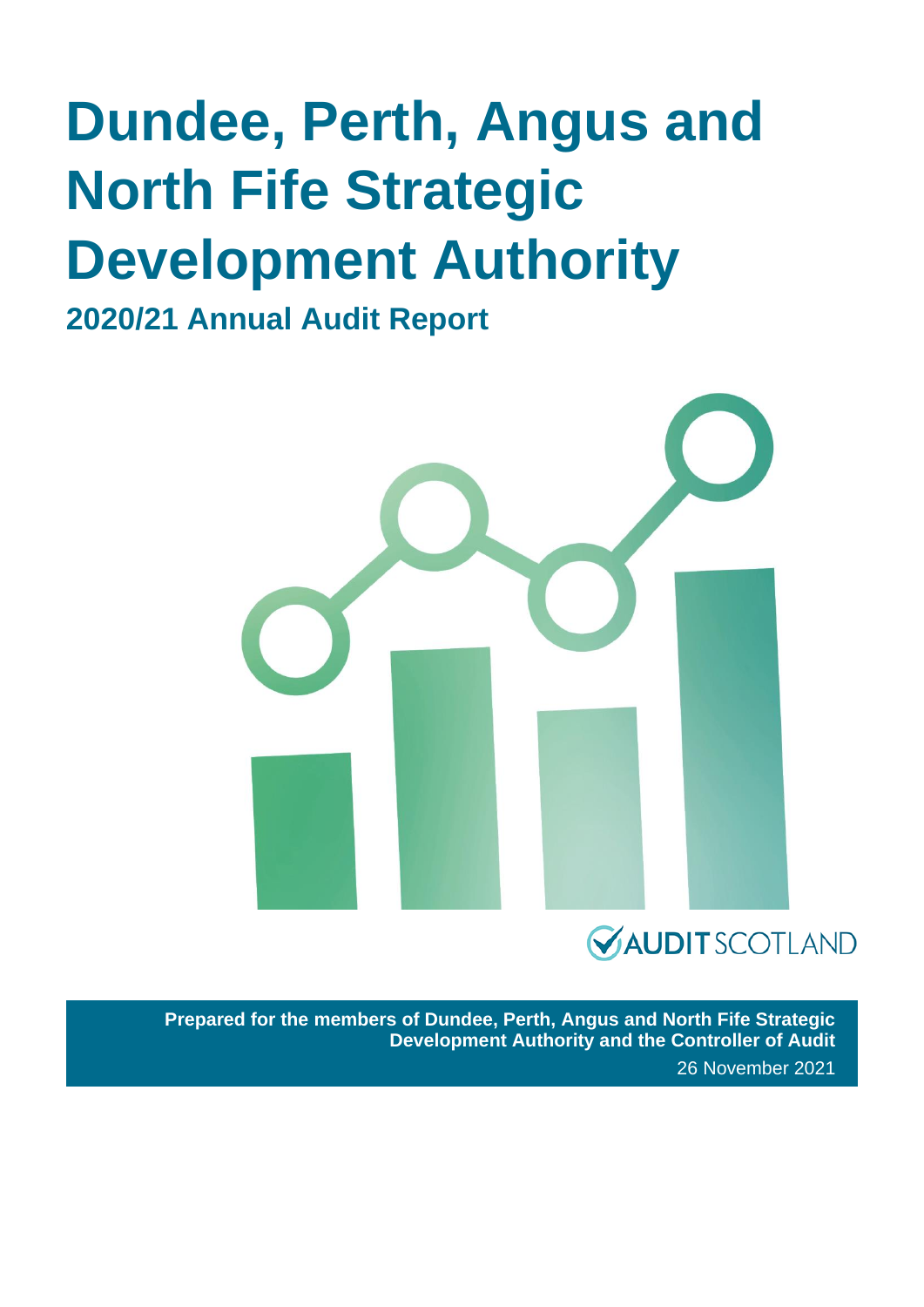# Dundee, Perth, Angus and North Fife Strategic Development Authority

## 2020/21 Annual Audit Report

**Prepared for the members of Dundee, Perth, Angus and North Fife Strategic Development Authority and the Controller of Audit**

26 November 2021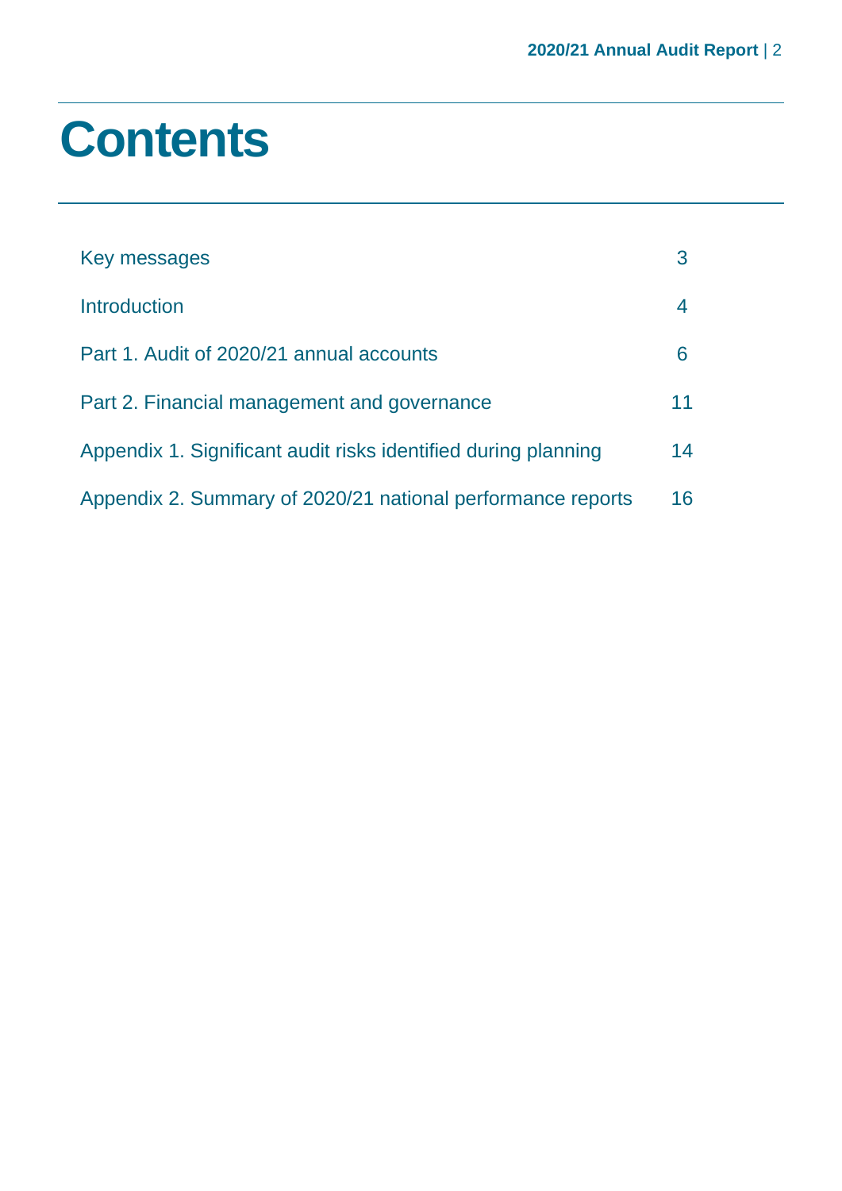# Contents

| | |
|---|---|
| Key messages | 3 |
| Introduction | 4 |
| Part 1. Audit of 2020/21 annual accounts | 6 |
| Part 2. Financial management and governance | 11 |
| Appendix 1. Significant audit risks identified during planning | 14 |
| Appendix 2. Summary of 2020/21 national performance reports | 16 |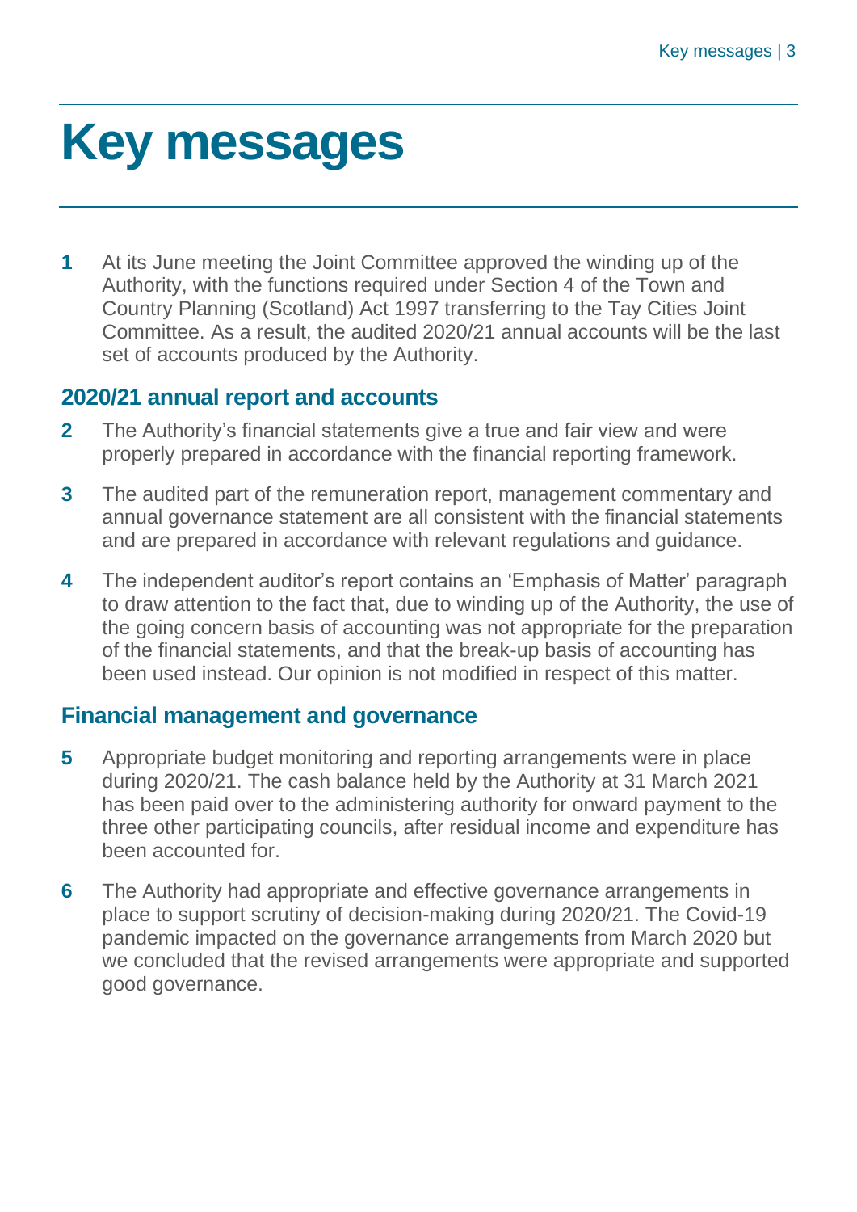# Key messages

**1** At its June meeting the Joint Committee approved the winding up of the Authority, with the functions required under Section 4 of the Town and Country Planning (Scotland) Act 1997 transferring to the Tay Cities Joint Committee. As a result, the audited 2020/21 annual accounts will be the last set of accounts produced by the Authority.

## 2020/21 annual report and accounts

**2** The Authority's financial statements give a true and fair view and were properly prepared in accordance with the financial reporting framework.

**3** The audited part of the remuneration report, management commentary and annual governance statement are all consistent with the financial statements and are prepared in accordance with relevant regulations and guidance.

**4** The independent auditor's report contains an 'Emphasis of Matter' paragraph to draw attention to the fact that, due to winding up of the Authority, the use of the going concern basis of accounting was not appropriate for the preparation of the financial statements, and that the break-up basis of accounting has been used instead. Our opinion is not modified in respect of this matter.

## Financial management and governance

**5** Appropriate budget monitoring and reporting arrangements were in place during 2020/21. The cash balance held by the Authority at 31 March 2021 has been paid over to the administering authority for onward payment to the three other participating councils, after residual income and expenditure has been accounted for.

**6** The Authority had appropriate and effective governance arrangements in place to support scrutiny of decision-making during 2020/21. The Covid-19 pandemic impacted on the governance arrangements from March 2020 but we concluded that the revised arrangements were appropriate and supported good governance.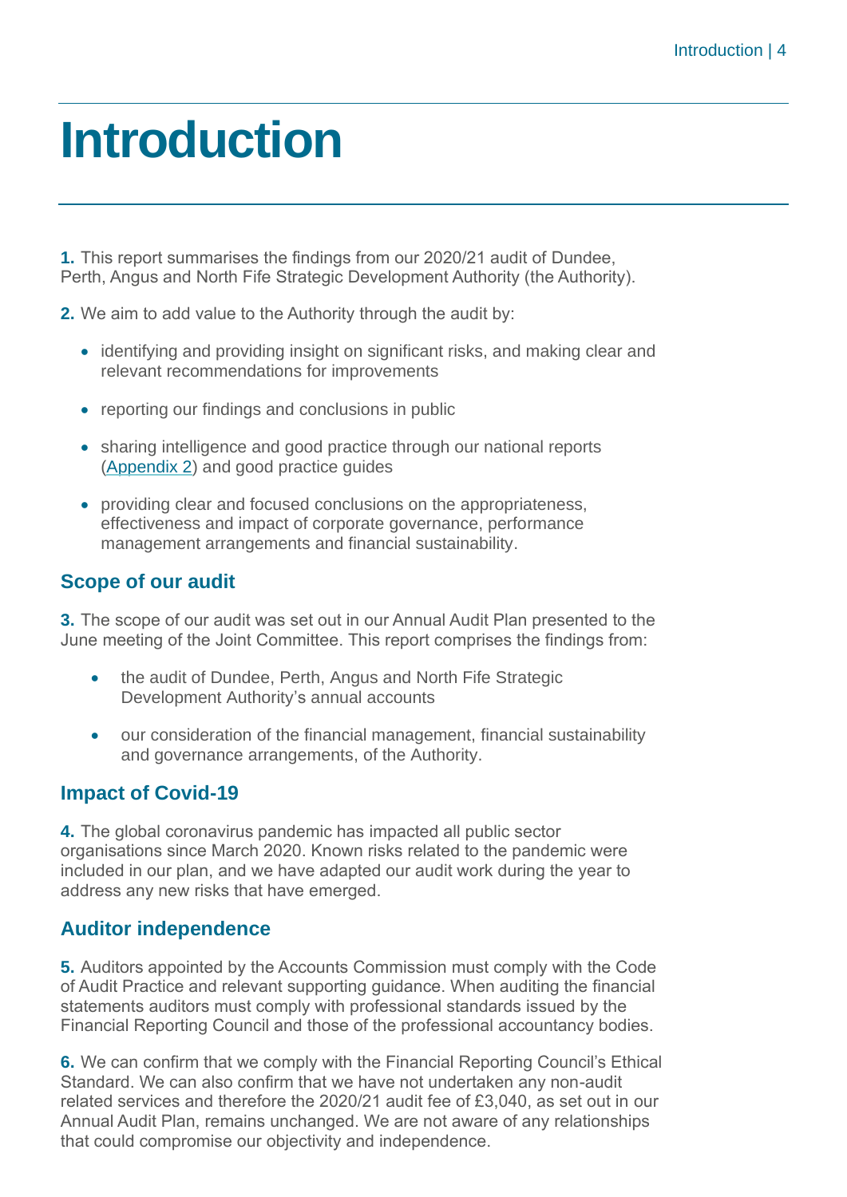# Introduction

**1.** This report summarises the findings from our 2020/21 audit of Dundee, Perth, Angus and North Fife Strategic Development Authority (the Authority).

**2.** We aim to add value to the Authority through the audit by:

- identifying and providing insight on significant risks, and making clear and relevant recommendations for improvements
- reporting our findings and conclusions in public
- sharing intelligence and good practice through our national reports (Appendix 2) and good practice guides
- providing clear and focused conclusions on the appropriateness, effectiveness and impact of corporate governance, performance management arrangements and financial sustainability.

## Scope of our audit

**3.** The scope of our audit was set out in our Annual Audit Plan presented to the June meeting of the Joint Committee. This report comprises the findings from:

- the audit of Dundee, Perth, Angus and North Fife Strategic Development Authority's annual accounts
- our consideration of the financial management, financial sustainability and governance arrangements, of the Authority.

## Impact of Covid-19

**4.** The global coronavirus pandemic has impacted all public sector organisations since March 2020. Known risks related to the pandemic were included in our plan, and we have adapted our audit work during the year to address any new risks that have emerged.

## Auditor independence

**5.** Auditors appointed by the Accounts Commission must comply with the Code of Audit Practice and relevant supporting guidance. When auditing the financial statements auditors must comply with professional standards issued by the Financial Reporting Council and those of the professional accountancy bodies.

**6.** We can confirm that we comply with the Financial Reporting Council's Ethical Standard. We can also confirm that we have not undertaken any non-audit related services and therefore the 2020/21 audit fee of £3,040, as set out in our Annual Audit Plan, remains unchanged. We are not aware of any relationships that could compromise our objectivity and independence.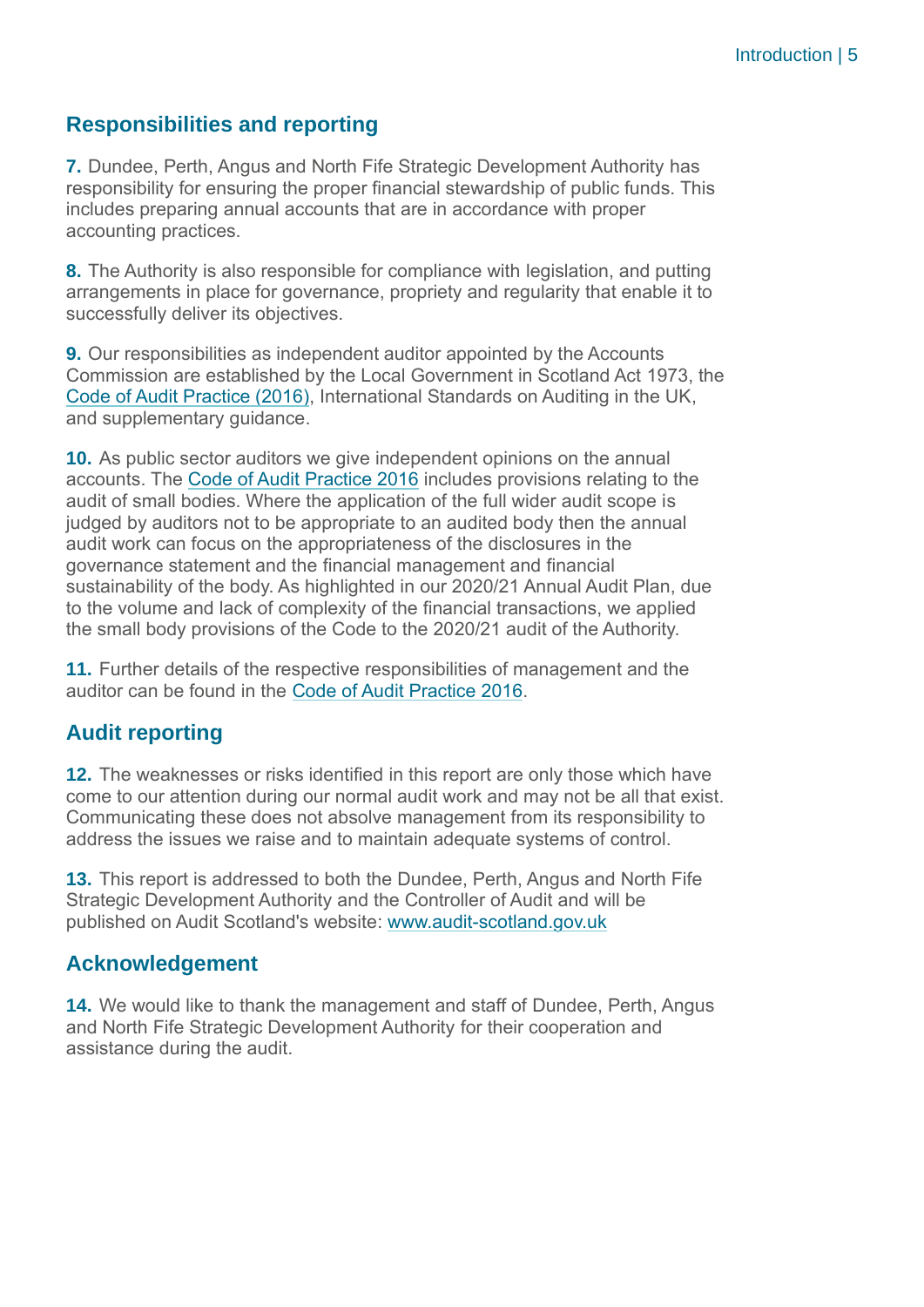## Responsibilities and reporting

**7.** Dundee, Perth, Angus and North Fife Strategic Development Authority has responsibility for ensuring the proper financial stewardship of public funds. This includes preparing annual accounts that are in accordance with proper accounting practices.

**8.** The Authority is also responsible for compliance with legislation, and putting arrangements in place for governance, propriety and regularity that enable it to successfully deliver its objectives.

**9.** Our responsibilities as independent auditor appointed by the Accounts Commission are established by the Local Government in Scotland Act 1973, the Code of Audit Practice (2016), International Standards on Auditing in the UK, and supplementary guidance.

**10.** As public sector auditors we give independent opinions on the annual accounts. The Code of Audit Practice 2016 includes provisions relating to the audit of small bodies. Where the application of the full wider audit scope is judged by auditors not to be appropriate to an audited body then the annual audit work can focus on the appropriateness of the disclosures in the governance statement and the financial management and financial sustainability of the body. As highlighted in our 2020/21 Annual Audit Plan, due to the volume and lack of complexity of the financial transactions, we applied the small body provisions of the Code to the 2020/21 audit of the Authority.

**11.** Further details of the respective responsibilities of management and the auditor can be found in the Code of Audit Practice 2016.

## Audit reporting

**12.** The weaknesses or risks identified in this report are only those which have come to our attention during our normal audit work and may not be all that exist. Communicating these does not absolve management from its responsibility to address the issues we raise and to maintain adequate systems of control.

**13.** This report is addressed to both the Dundee, Perth, Angus and North Fife Strategic Development Authority and the Controller of Audit and will be published on Audit Scotland's website: www.audit-scotland.gov.uk

## Acknowledgement

**14.** We would like to thank the management and staff of Dundee, Perth, Angus and North Fife Strategic Development Authority for their cooperation and assistance during the audit.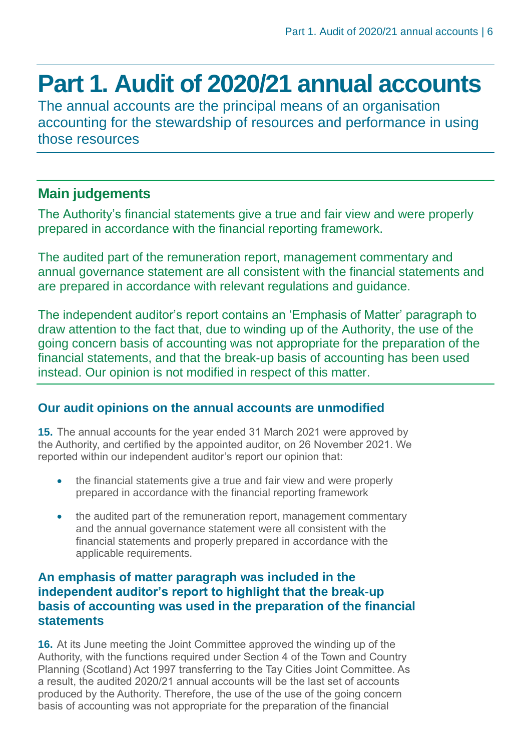# Part 1. Audit of 2020/21 annual accounts

The annual accounts are the principal means of an organisation accounting for the stewardship of resources and performance in using those resources

## Main judgements

The Authority's financial statements give a true and fair view and were properly prepared in accordance with the financial reporting framework.

The audited part of the remuneration report, management commentary and annual governance statement are all consistent with the financial statements and are prepared in accordance with relevant regulations and guidance.

The independent auditor's report contains an 'Emphasis of Matter' paragraph to draw attention to the fact that, due to winding up of the Authority, the use of the going concern basis of accounting was not appropriate for the preparation of the financial statements, and that the break-up basis of accounting has been used instead. Our opinion is not modified in respect of this matter.

### Our audit opinions on the annual accounts are unmodified

**15.** The annual accounts for the year ended 31 March 2021 were approved by the Authority, and certified by the appointed auditor, on 26 November 2021. We reported within our independent auditor's report our opinion that:

- the financial statements give a true and fair view and were properly prepared in accordance with the financial reporting framework
- the audited part of the remuneration report, management commentary and the annual governance statement were all consistent with the financial statements and properly prepared in accordance with the applicable requirements.

### An emphasis of matter paragraph was included in the independent auditor's report to highlight that the break-up basis of accounting was used in the preparation of the financial statements

**16.** At its June meeting the Joint Committee approved the winding up of the Authority, with the functions required under Section 4 of the Town and Country Planning (Scotland) Act 1997 transferring to the Tay Cities Joint Committee. As a result, the audited 2020/21 annual accounts will be the last set of accounts produced by the Authority. Therefore, the use of the use of the going concern basis of accounting was not appropriate for the preparation of the financial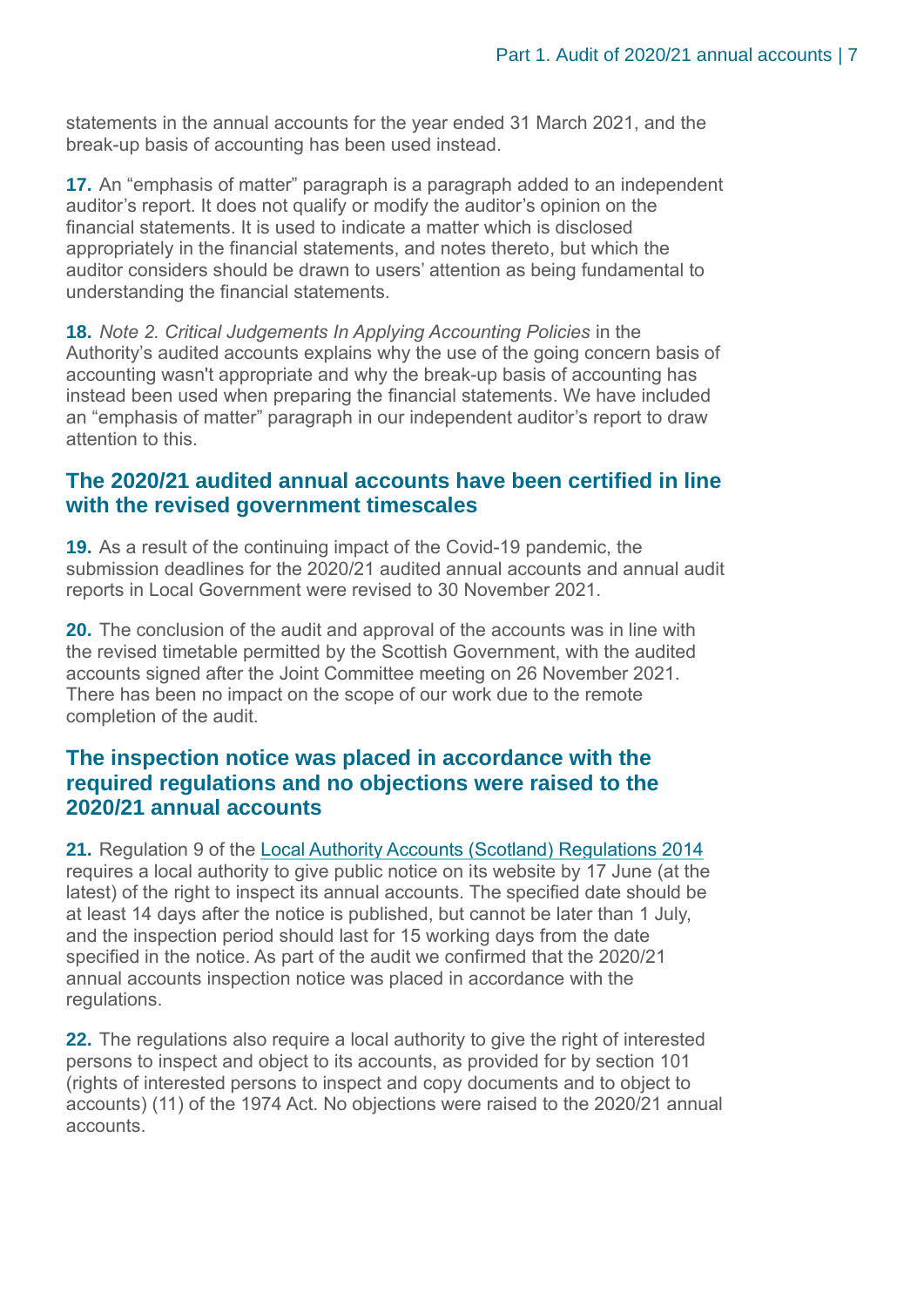statements in the annual accounts for the year ended 31 March 2021, and the break-up basis of accounting has been used instead.

**17.** An “emphasis of matter” paragraph is a paragraph added to an independent auditor’s report. It does not qualify or modify the auditor’s opinion on the financial statements. It is used to indicate a matter which is disclosed appropriately in the financial statements, and notes thereto, but which the auditor considers should be drawn to users’ attention as being fundamental to understanding the financial statements.

**18.** *Note 2. Critical Judgements In Applying Accounting Policies* in the Authority’s audited accounts explains why the use of the going concern basis of accounting wasn't appropriate and why the break-up basis of accounting has instead been used when preparing the financial statements. We have included an “emphasis of matter” paragraph in our independent auditor’s report to draw attention to this.

## The 2020/21 audited annual accounts have been certified in line with the revised government timescales

**19.** As a result of the continuing impact of the Covid-19 pandemic, the submission deadlines for the 2020/21 audited annual accounts and annual audit reports in Local Government were revised to 30 November 2021.

**20.** The conclusion of the audit and approval of the accounts was in line with the revised timetable permitted by the Scottish Government, with the audited accounts signed after the Joint Committee meeting on 26 November 2021. There has been no impact on the scope of our work due to the remote completion of the audit.

## The inspection notice was placed in accordance with the required regulations and no objections were raised to the 2020/21 annual accounts

**21.** Regulation 9 of the Local Authority Accounts (Scotland) Regulations 2014 requires a local authority to give public notice on its website by 17 June (at the latest) of the right to inspect its annual accounts. The specified date should be at least 14 days after the notice is published, but cannot be later than 1 July, and the inspection period should last for 15 working days from the date specified in the notice. As part of the audit we confirmed that the 2020/21 annual accounts inspection notice was placed in accordance with the regulations.

**22.** The regulations also require a local authority to give the right of interested persons to inspect and object to its accounts, as provided for by section 101 (rights of interested persons to inspect and copy documents and to object to accounts) (11) of the 1974 Act. No objections were raised to the 2020/21 annual accounts.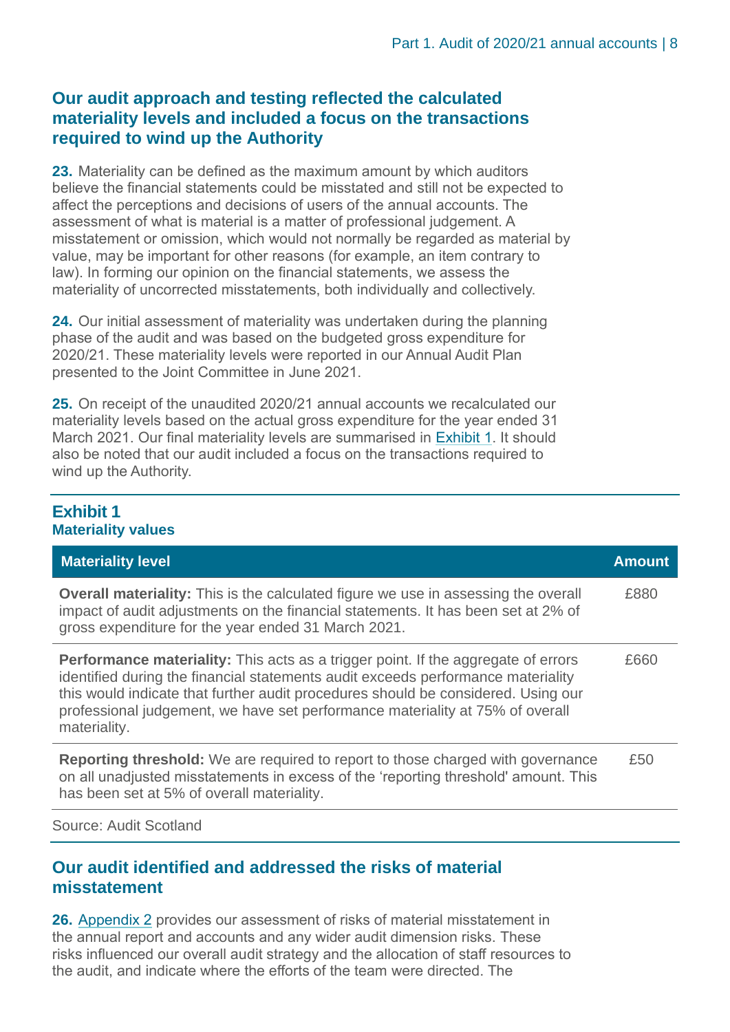## Our audit approach and testing reflected the calculated materiality levels and included a focus on the transactions required to wind up the Authority

**23.** Materiality can be defined as the maximum amount by which auditors believe the financial statements could be misstated and still not be expected to affect the perceptions and decisions of users of the annual accounts. The assessment of what is material is a matter of professional judgement. A misstatement or omission, which would not normally be regarded as material by value, may be important for other reasons (for example, an item contrary to law). In forming our opinion on the financial statements, we assess the materiality of uncorrected misstatements, both individually and collectively.

**24.** Our initial assessment of materiality was undertaken during the planning phase of the audit and was based on the budgeted gross expenditure for 2020/21. These materiality levels were reported in our Annual Audit Plan presented to the Joint Committee in June 2021.

**25.** On receipt of the unaudited 2020/21 annual accounts we recalculated our materiality levels based on the actual gross expenditure for the year ended 31 March 2021. Our final materiality levels are summarised in Exhibit 1. It should also be noted that our audit included a focus on the transactions required to wind up the Authority.

**Exhibit 1**
**Materiality values**

| Materiality level | Amount |
| --- | --- |
| **Overall materiality:** This is the calculated figure we use in assessing the overall impact of audit adjustments on the financial statements. It has been set at 2% of gross expenditure for the year ended 31 March 2021. | £880 |
| **Performance materiality:** This acts as a trigger point. If the aggregate of errors identified during the financial statements audit exceeds performance materiality this would indicate that further audit procedures should be considered. Using our professional judgement, we have set performance materiality at 75% of overall materiality. | £660 |
| **Reporting threshold:** We are required to report to those charged with governance on all unadjusted misstatements in excess of the 'reporting threshold' amount. This has been set at 5% of overall materiality. | £50 |

Source: Audit Scotland

## Our audit identified and addressed the risks of material misstatement

**26.** Appendix 2 provides our assessment of risks of material misstatement in the annual report and accounts and any wider audit dimension risks. These risks influenced our overall audit strategy and the allocation of staff resources to the audit, and indicate where the efforts of the team were directed. The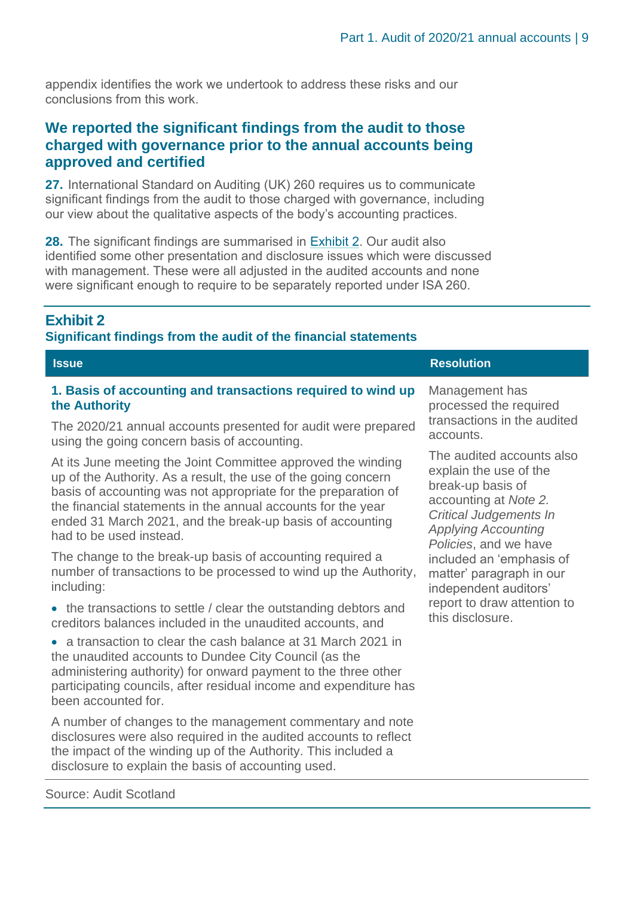appendix identifies the work we undertook to address these risks and our conclusions from this work.

## We reported the significant findings from the audit to those charged with governance prior to the annual accounts being approved and certified

**27.** International Standard on Auditing (UK) 260 requires us to communicate significant findings from the audit to those charged with governance, including our view about the qualitative aspects of the body's accounting practices.

**28.** The significant findings are summarised in Exhibit 2. Our audit also identified some other presentation and disclosure issues which were discussed with management. These were all adjusted in the audited accounts and none were significant enough to require to be separately reported under ISA 260.

### Exhibit 2
**Significant findings from the audit of the financial statements**

| Issue | Resolution |
| --- | --- |
| **1. Basis of accounting and transactions required to wind up the Authority**<br><br>The 2020/21 annual accounts presented for audit were prepared using the going concern basis of accounting.<br><br>At its June meeting the Joint Committee approved the winding up of the Authority. As a result, the use of the going concern basis of accounting was not appropriate for the preparation of the financial statements in the annual accounts for the year ended 31 March 2021, and the break-up basis of accounting had to be used instead.<br><br>The change to the break-up basis of accounting required a number of transactions to be processed to wind up the Authority, including:<br><br>• the transactions to settle / clear the outstanding debtors and creditors balances included in the unaudited accounts, and<br><br>• a transaction to clear the cash balance at 31 March 2021 in the unaudited accounts to Dundee City Council (as the administering authority) for onward payment to the three other participating councils, after residual income and expenditure has been accounted for.<br><br>A number of changes to the management commentary and note disclosures were also required in the audited accounts to reflect the impact of the winding up of the Authority. This included a disclosure to explain the basis of accounting used. | Management has processed the required transactions in the audited accounts.<br><br>The audited accounts also explain the use of the break-up basis of accounting at *Note 2. Critical Judgements In Applying Accounting Policies*, and we have included an 'emphasis of matter' paragraph in our independent auditors' report to draw attention to this disclosure. |

Source: Audit Scotland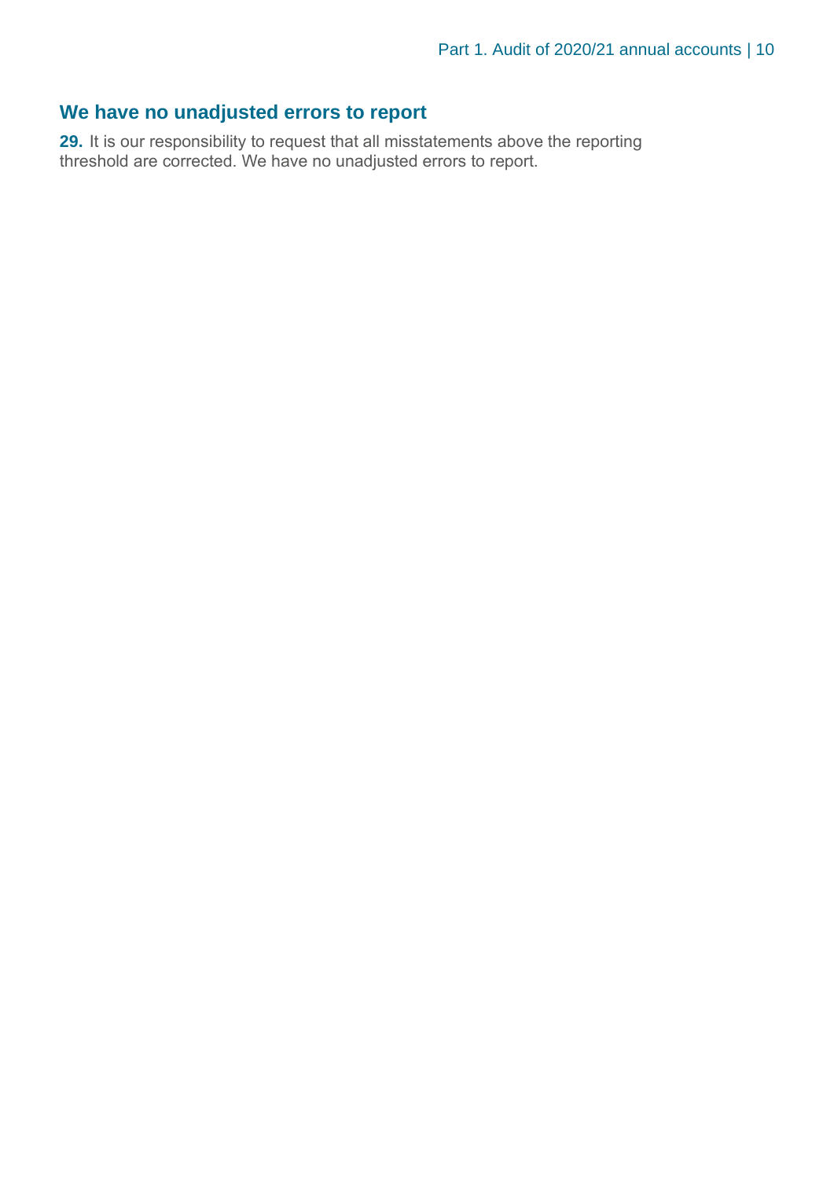## We have no unadjusted errors to report

**29.** It is our responsibility to request that all misstatements above the reporting threshold are corrected. We have no unadjusted errors to report.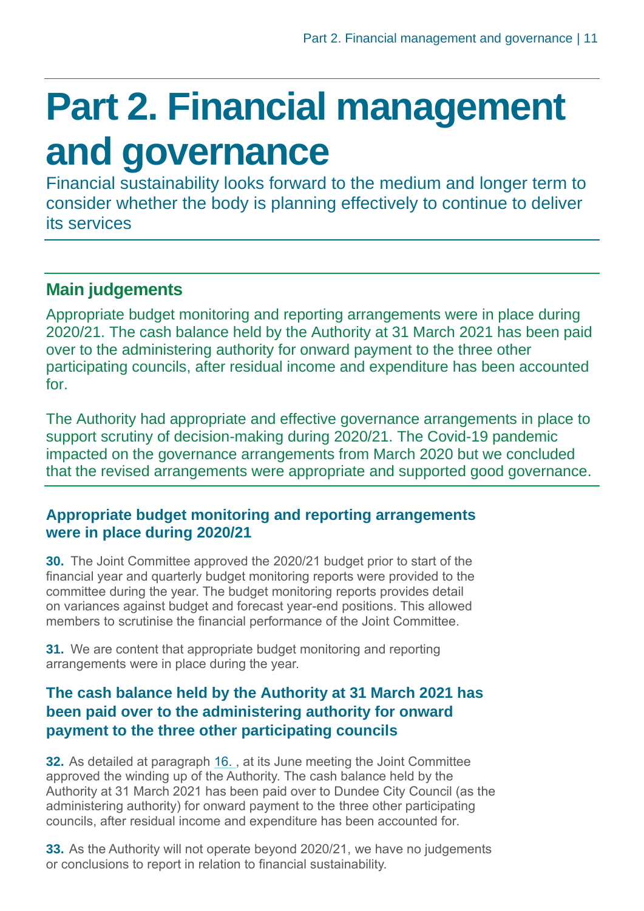# Part 2. Financial management and governance

Financial sustainability looks forward to the medium and longer term to consider whether the body is planning effectively to continue to deliver its services

## Main judgements

Appropriate budget monitoring and reporting arrangements were in place during 2020/21. The cash balance held by the Authority at 31 March 2021 has been paid over to the administering authority for onward payment to the three other participating councils, after residual income and expenditure has been accounted for.

The Authority had appropriate and effective governance arrangements in place to support scrutiny of decision-making during 2020/21. The Covid-19 pandemic impacted on the governance arrangements from March 2020 but we concluded that the revised arrangements were appropriate and supported good governance.

### Appropriate budget monitoring and reporting arrangements were in place during 2020/21

**30.** The Joint Committee approved the 2020/21 budget prior to start of the financial year and quarterly budget monitoring reports were provided to the committee during the year. The budget monitoring reports provides detail on variances against budget and forecast year-end positions. This allowed members to scrutinise the financial performance of the Joint Committee.

**31.** We are content that appropriate budget monitoring and reporting arrangements were in place during the year.

### The cash balance held by the Authority at 31 March 2021 has been paid over to the administering authority for onward payment to the three other participating councils

**32.** As detailed at paragraph 16. , at its June meeting the Joint Committee approved the winding up of the Authority. The cash balance held by the Authority at 31 March 2021 has been paid over to Dundee City Council (as the administering authority) for onward payment to the three other participating councils, after residual income and expenditure has been accounted for.

**33.** As the Authority will not operate beyond 2020/21, we have no judgements or conclusions to report in relation to financial sustainability.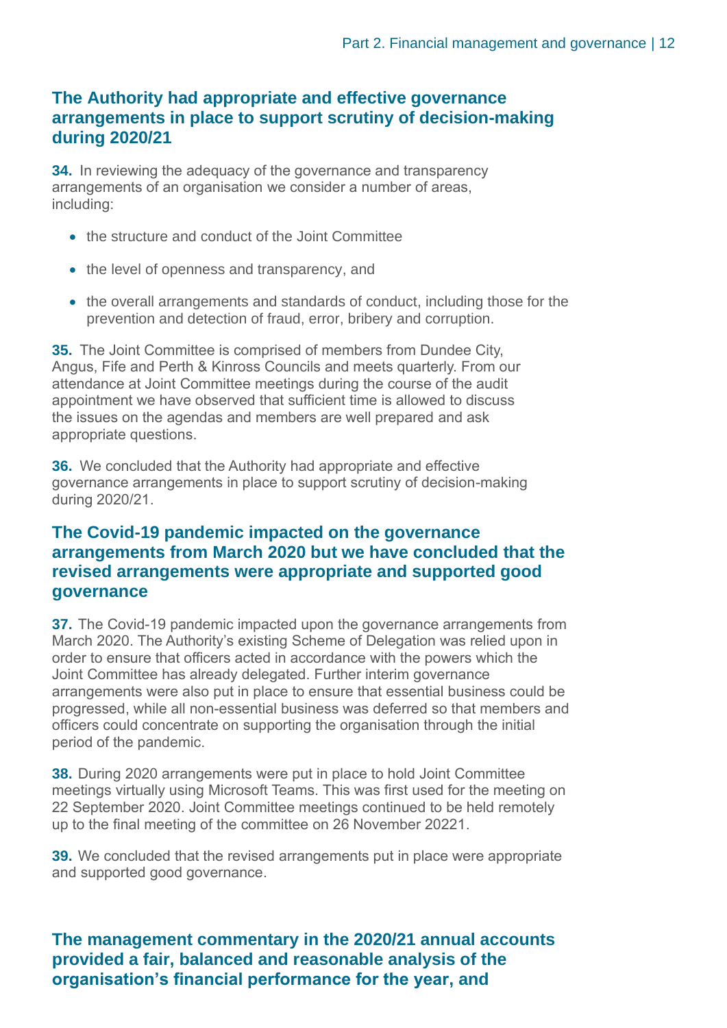## The Authority had appropriate and effective governance arrangements in place to support scrutiny of decision-making during 2020/21

**34.** In reviewing the adequacy of the governance and transparency arrangements of an organisation we consider a number of areas, including:

- the structure and conduct of the Joint Committee
- the level of openness and transparency, and
- the overall arrangements and standards of conduct, including those for the prevention and detection of fraud, error, bribery and corruption.

**35.** The Joint Committee is comprised of members from Dundee City, Angus, Fife and Perth & Kinross Councils and meets quarterly. From our attendance at Joint Committee meetings during the course of the audit appointment we have observed that sufficient time is allowed to discuss the issues on the agendas and members are well prepared and ask appropriate questions.

**36.** We concluded that the Authority had appropriate and effective governance arrangements in place to support scrutiny of decision-making during 2020/21.

## The Covid-19 pandemic impacted on the governance arrangements from March 2020 but we have concluded that the revised arrangements were appropriate and supported good governance

**37.** The Covid-19 pandemic impacted upon the governance arrangements from March 2020. The Authority's existing Scheme of Delegation was relied upon in order to ensure that officers acted in accordance with the powers which the Joint Committee has already delegated. Further interim governance arrangements were also put in place to ensure that essential business could be progressed, while all non-essential business was deferred so that members and officers could concentrate on supporting the organisation through the initial period of the pandemic.

**38.** During 2020 arrangements were put in place to hold Joint Committee meetings virtually using Microsoft Teams. This was first used for the meeting on 22 September 2020. Joint Committee meetings continued to be held remotely up to the final meeting of the committee on 26 November 20221.

**39.** We concluded that the revised arrangements put in place were appropriate and supported good governance.

## The management commentary in the 2020/21 annual accounts provided a fair, balanced and reasonable analysis of the organisation's financial performance for the year, and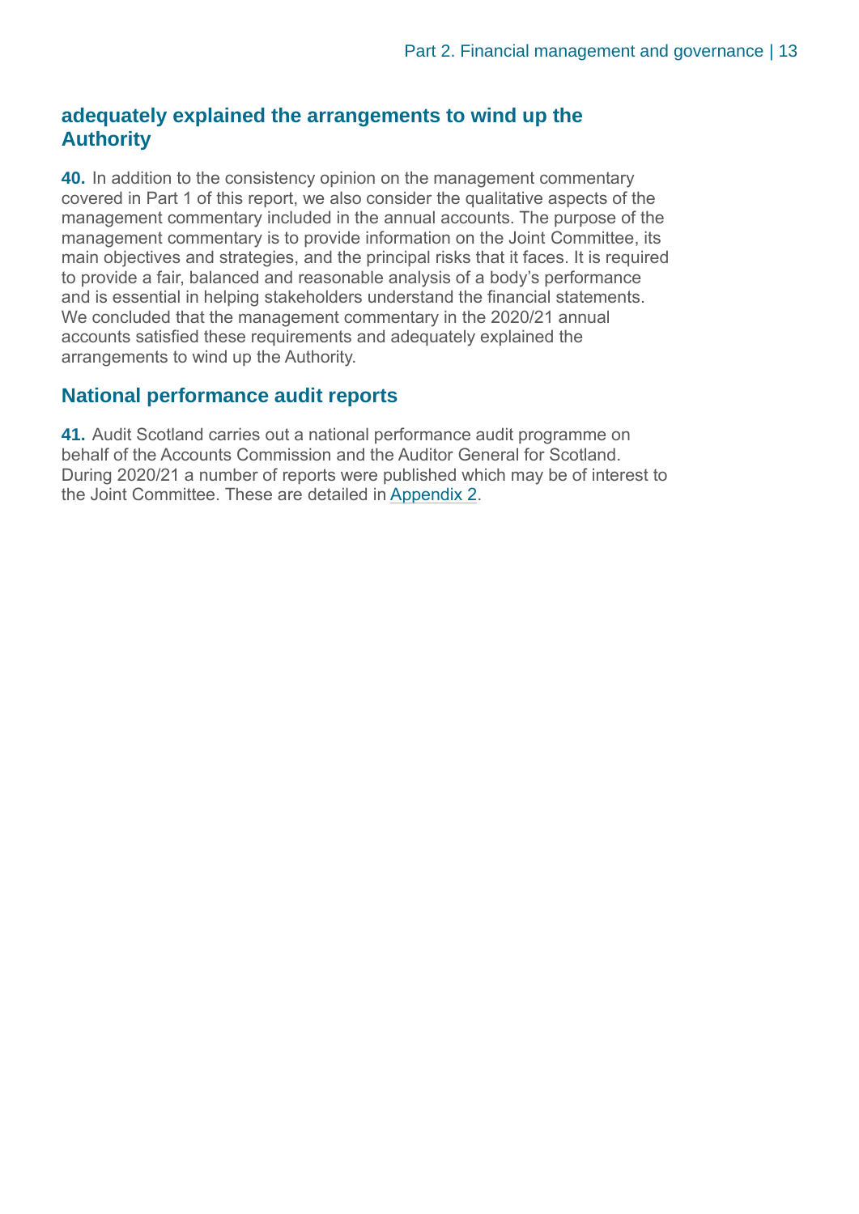## adequately explained the arrangements to wind up the Authority

**40.** In addition to the consistency opinion on the management commentary covered in Part 1 of this report, we also consider the qualitative aspects of the management commentary included in the annual accounts. The purpose of the management commentary is to provide information on the Joint Committee, its main objectives and strategies, and the principal risks that it faces. It is required to provide a fair, balanced and reasonable analysis of a body's performance and is essential in helping stakeholders understand the financial statements. We concluded that the management commentary in the 2020/21 annual accounts satisfied these requirements and adequately explained the arrangements to wind up the Authority.

## National performance audit reports

**41.** Audit Scotland carries out a national performance audit programme on behalf of the Accounts Commission and the Auditor General for Scotland. During 2020/21 a number of reports were published which may be of interest to the Joint Committee. These are detailed in Appendix 2.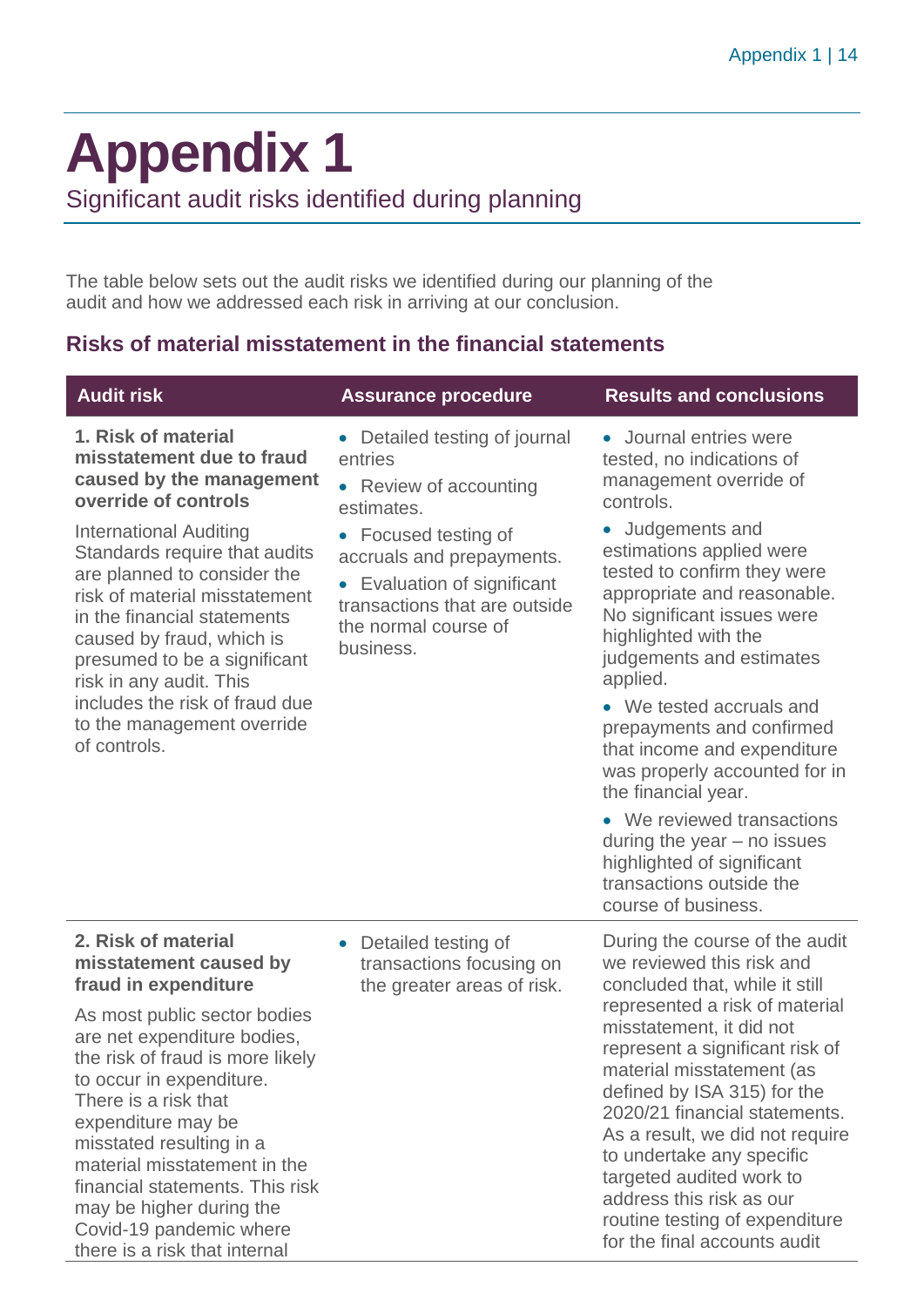# Appendix 1

Significant audit risks identified during planning

The table below sets out the audit risks we identified during our planning of the audit and how we addressed each risk in arriving at our conclusion.

## Risks of material misstatement in the financial statements

| Audit risk | Assurance procedure | Results and conclusions |
|---|---|---|
| **1. Risk of material misstatement due to fraud caused by the management override of controls**<br><br>International Auditing Standards require that audits are planned to consider the risk of material misstatement in the financial statements caused by fraud, which is presumed to be a significant risk in any audit. This includes the risk of fraud due to the management override of controls. | • Detailed testing of journal entries<br>• Review of accounting estimates.<br>• Focused testing of accruals and prepayments.<br>• Evaluation of significant transactions that are outside the normal course of business. | • Journal entries were tested, no indications of management override of controls.<br>• Judgements and estimations applied were tested to confirm they were appropriate and reasonable. No significant issues were highlighted with the judgements and estimates applied.<br>• We tested accruals and prepayments and confirmed that income and expenditure was properly accounted for in the financial year.<br>• We reviewed transactions during the year – no issues highlighted of significant transactions outside the course of business. |
| **2. Risk of material misstatement caused by fraud in expenditure**<br><br>As most public sector bodies are net expenditure bodies, the risk of fraud is more likely to occur in expenditure. There is a risk that expenditure may be misstated resulting in a material misstatement in the financial statements. This risk may be higher during the Covid-19 pandemic where there is a risk that internal | • Detailed testing of transactions focusing on the greater areas of risk. | During the course of the audit we reviewed this risk and concluded that, while it still represented a risk of material misstatement, it did not represent a significant risk of material misstatement (as defined by ISA 315) for the 2020/21 financial statements. As a result, we did not require to undertake any specific targeted audited work to address this risk as our routine testing of expenditure for the final accounts audit |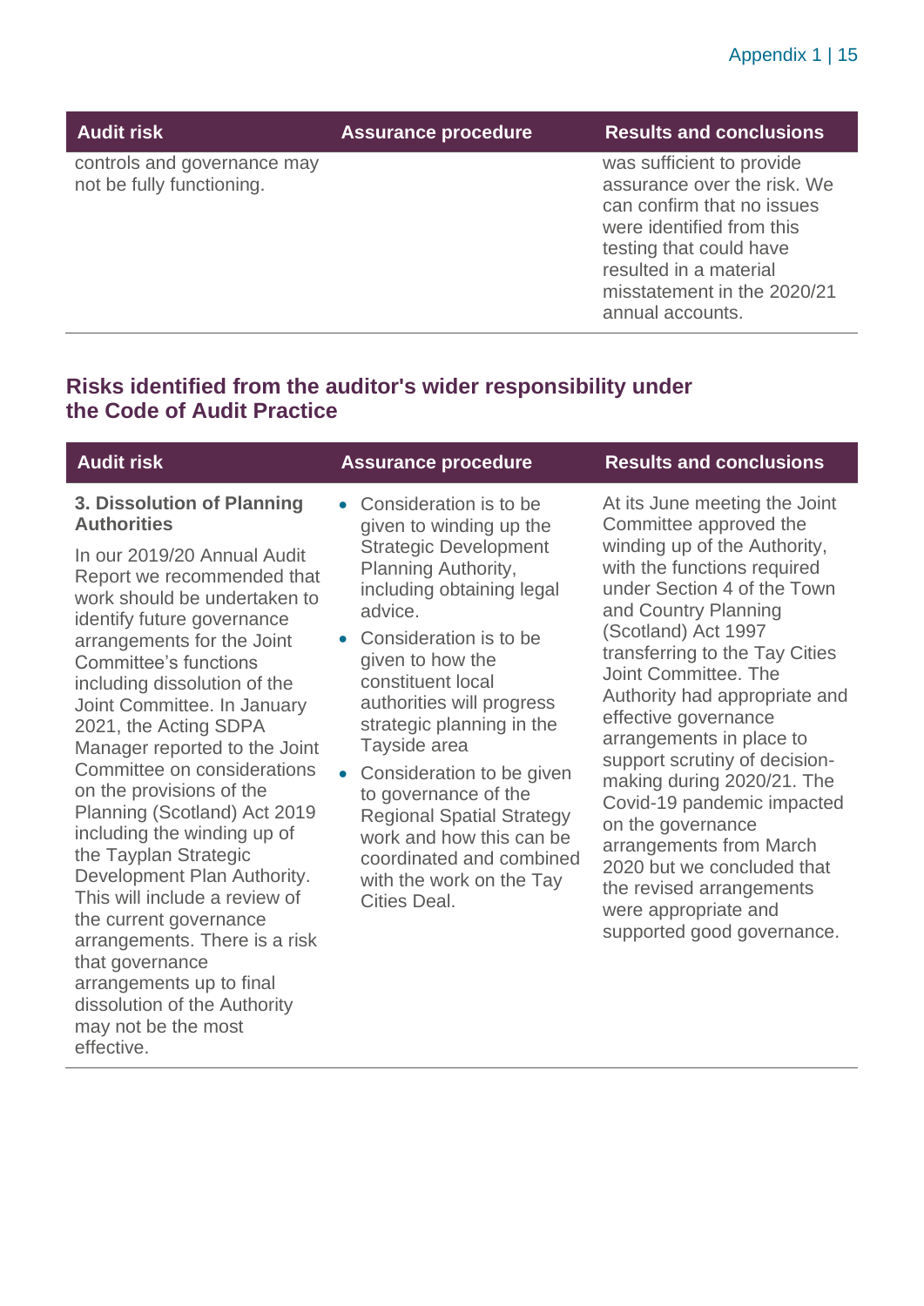| Audit risk | Assurance procedure | Results and conclusions |
|---|---|---|
| controls and governance may not be fully functioning. | | was sufficient to provide assurance over the risk. We can confirm that no issues were identified from this testing that could have resulted in a material misstatement in the 2020/21 annual accounts. |

## Risks identified from the auditor's wider responsibility under the Code of Audit Practice

| Audit risk | Assurance procedure | Results and conclusions |
|---|---|---|
| **3. Dissolution of Planning Authorities**<br><br>In our 2019/20 Annual Audit Report we recommended that work should be undertaken to identify future governance arrangements for the Joint Committee's functions including dissolution of the Joint Committee. In January 2021, the Acting SDPA Manager reported to the Joint Committee on considerations on the provisions of the Planning (Scotland) Act 2019 including the winding up of the Tayplan Strategic Development Plan Authority. This will include a review of the current governance arrangements. There is a risk that governance arrangements up to final dissolution of the Authority may not be the most effective. | • Consideration is to be given to winding up the Strategic Development Planning Authority, including obtaining legal advice.<br>• Consideration is to be given to how the constituent local authorities will progress strategic planning in the Tayside area<br>• Consideration to be given to governance of the Regional Spatial Strategy work and how this can be coordinated and combined with the work on the Tay Cities Deal. | At its June meeting the Joint Committee approved the winding up of the Authority, with the functions required under Section 4 of the Town and Country Planning (Scotland) Act 1997 transferring to the Tay Cities Joint Committee. The Authority had appropriate and effective governance arrangements in place to support scrutiny of decision-making during 2020/21. The Covid-19 pandemic impacted on the governance arrangements from March 2020 but we concluded that the revised arrangements were appropriate and supported good governance. |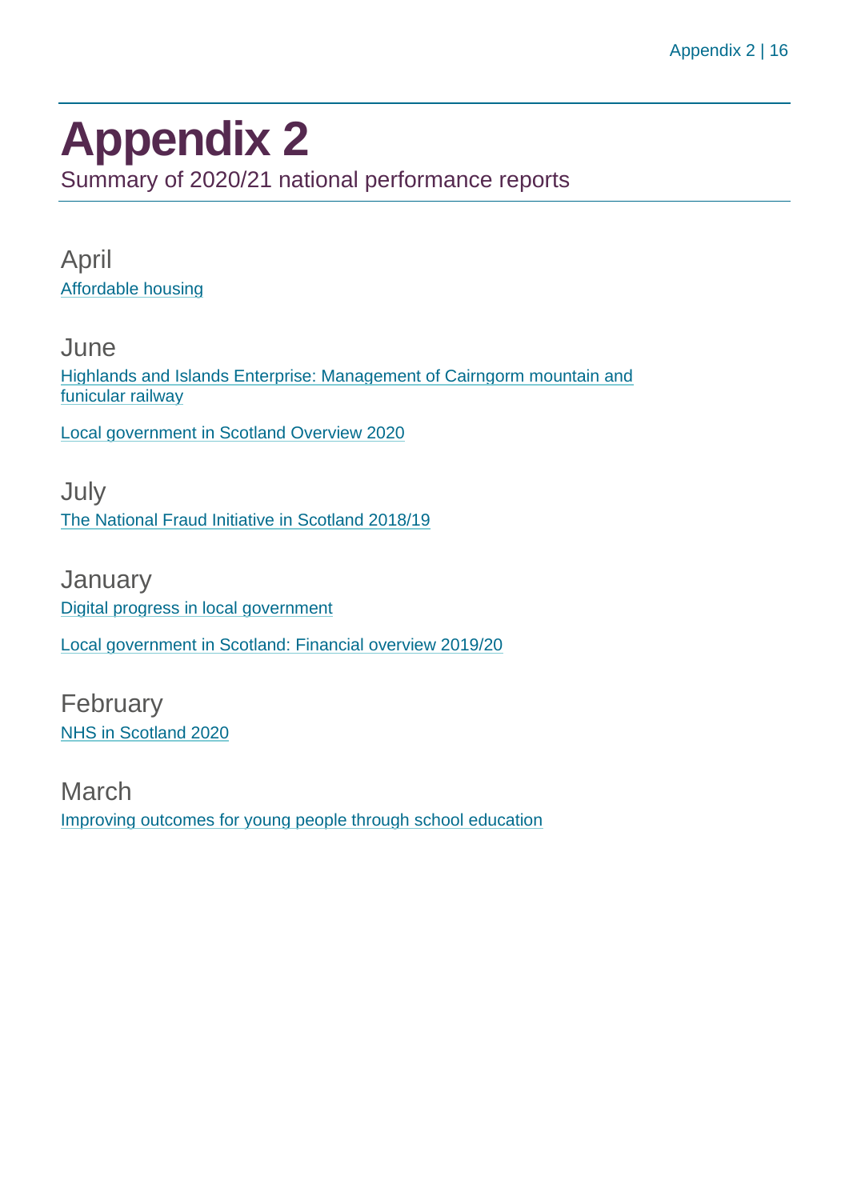# Appendix 2

Summary of 2020/21 national performance reports

## April

Affordable housing

## June

Highlands and Islands Enterprise: Management of Cairngorm mountain and funicular railway

Local government in Scotland Overview 2020

## July

The National Fraud Initiative in Scotland 2018/19

## January

Digital progress in local government

Local government in Scotland: Financial overview 2019/20

## February

NHS in Scotland 2020

## March

Improving outcomes for young people through school education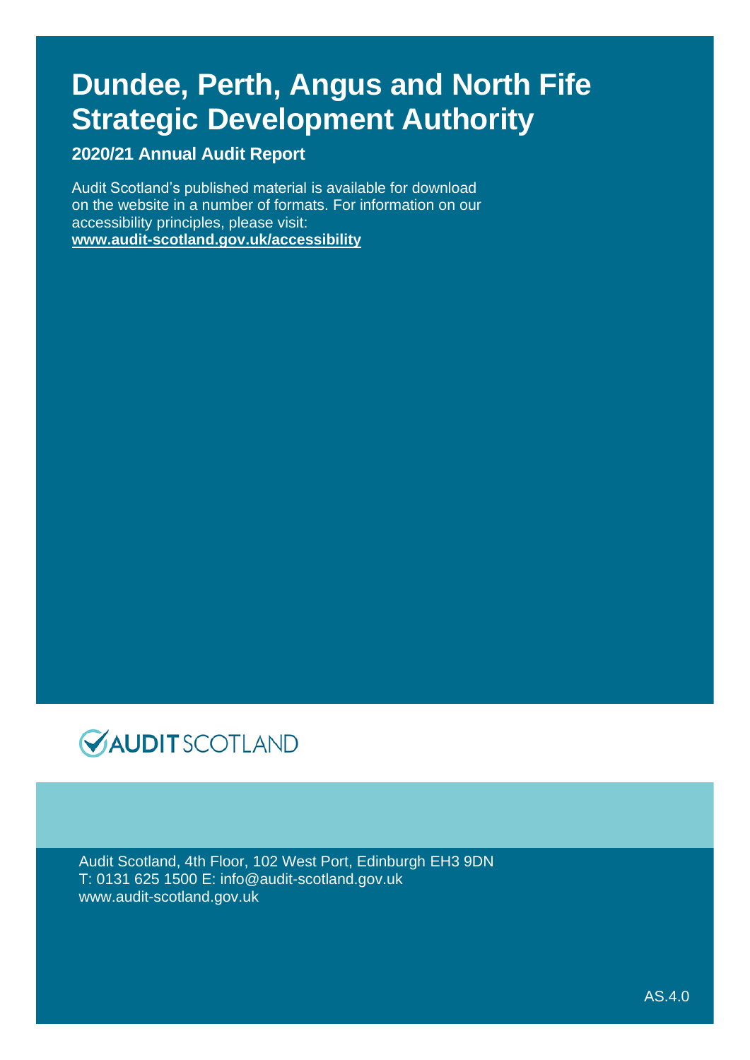# Dundee, Perth, Angus and North Fife Strategic Development Authority

**2020/21 Annual Audit Report**

Audit Scotland's published material is available for download on the website in a number of formats. For information on our accessibility principles, please visit:
**www.audit-scotland.gov.uk/accessibility**

AUDIT SCOTLAND

Audit Scotland, 4th Floor, 102 West Port, Edinburgh EH3 9DN
T: 0131 625 1500 E: info@audit-scotland.gov.uk
www.audit-scotland.gov.uk

AS.4.0